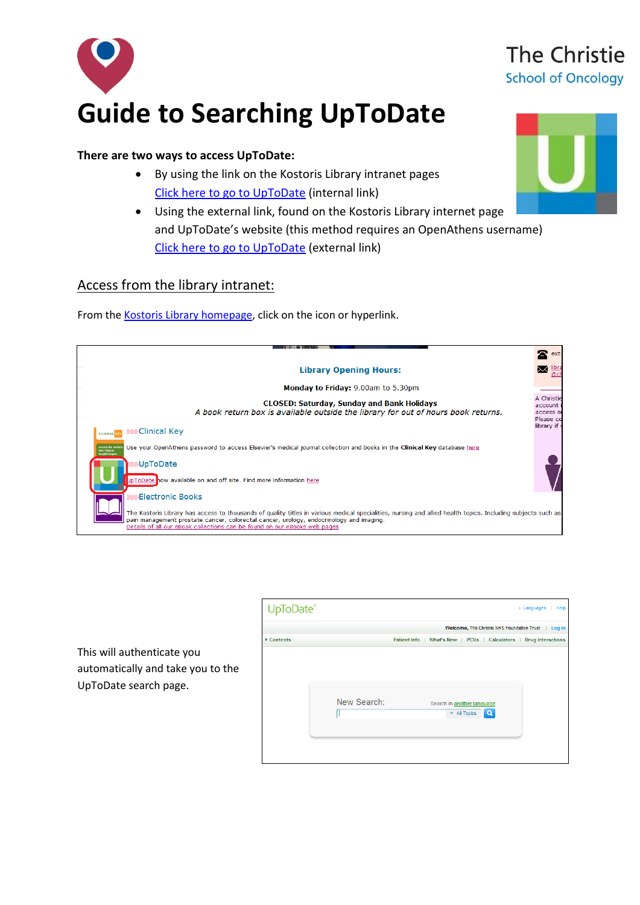The Christie
School of Oncology

# Guide to Searching UpToDate

**There are two ways to access UpToDate:**

- By using the link on the Kostoris Library intranet pages
  Click here to go to UpToDate (internal link)
- Using the external link, found on the Kostoris Library internet page and UpToDate's website (this method requires an OpenAthens username)
  Click here to go to UpToDate (external link)

## Access from the library intranet:

From the Kostoris Library homepage, click on the icon or hyperlink.

This will authenticate you automatically and take you to the UpToDate search page.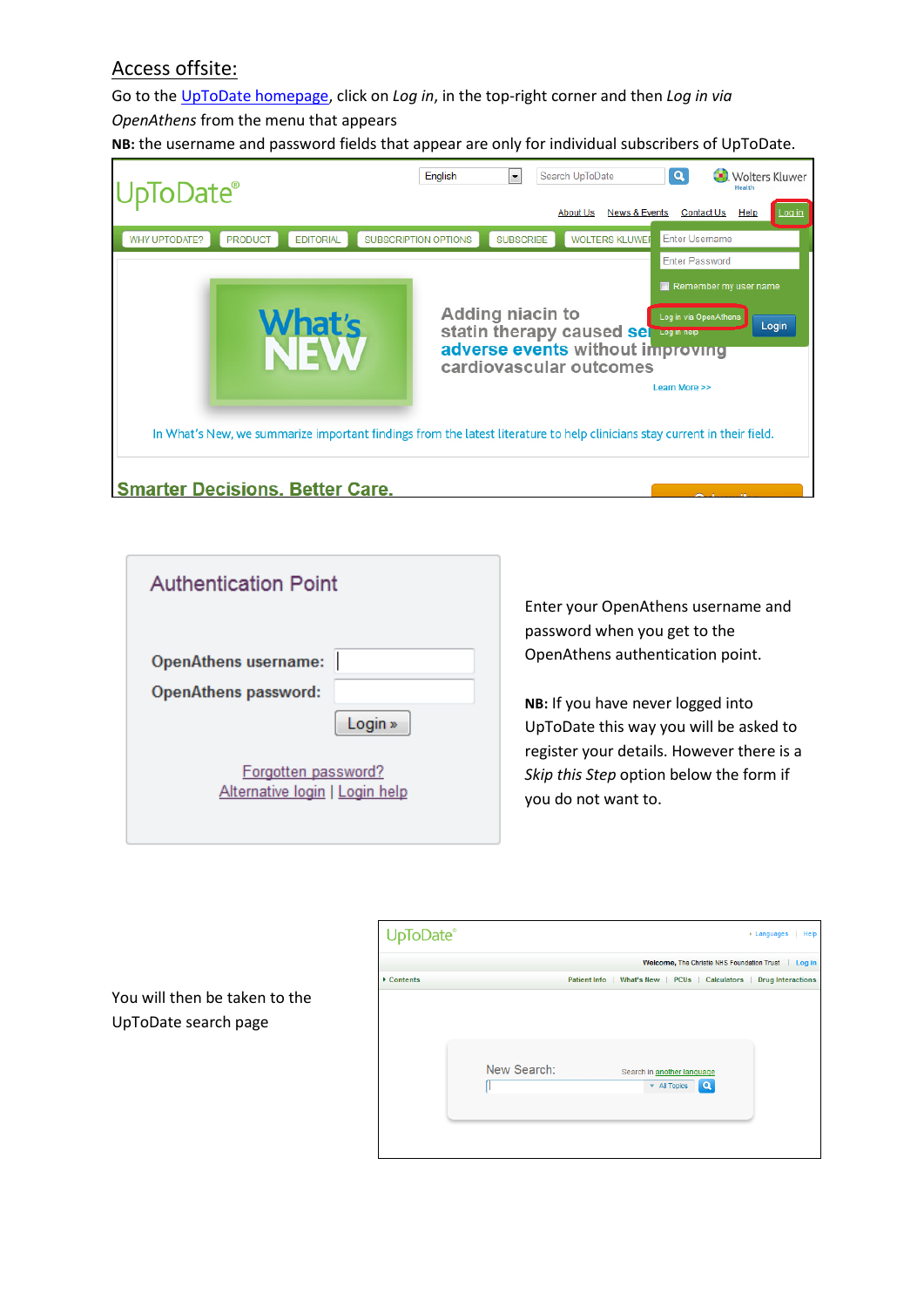## Access offsite:

Go to the UpToDate homepage, click on *Log in*, in the top-right corner and then *Log in via OpenAthens* from the menu that appears

**NB:** the username and password fields that appear are only for individual subscribers of UpToDate.

Enter your OpenAthens username and password when you get to the OpenAthens authentication point.

**NB:** If you have never logged into UpToDate this way you will be asked to register your details. However there is a *Skip this Step* option below the form if you do not want to.

You will then be taken to the UpToDate search page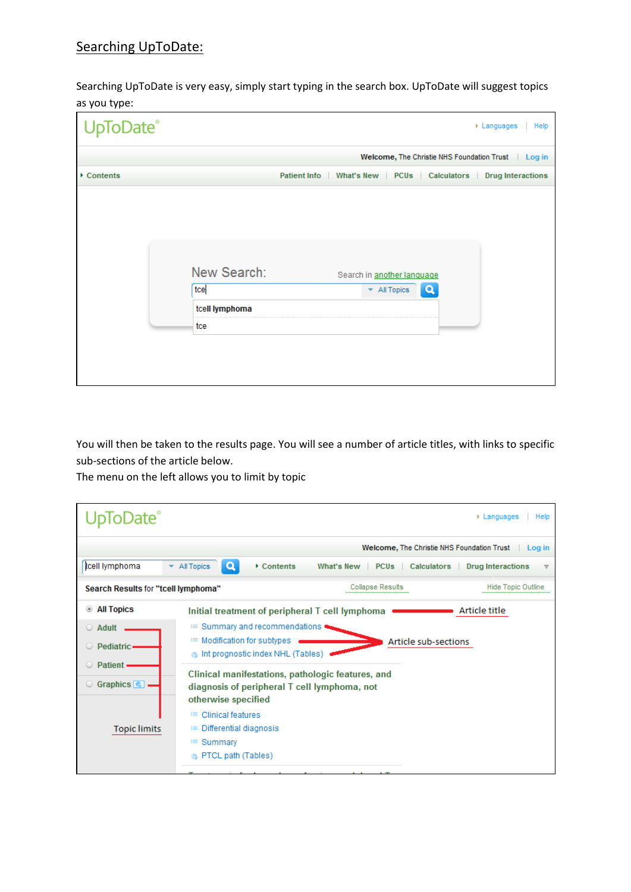## Searching UpToDate:

Searching UpToDate is very easy, simply start typing in the search box. UpToDate will suggest topics as you type:

UpToDate®

Languages | Help

Welcome, The Christie NHS Foundation Trust | Log in

Contents

Patient Info | What's New | PCUs | Calculators | Drug Interactions

New Search:

Search in another language

tce

All Topics

tcell lymphoma

tce

You will then be taken to the results page. You will see a number of article titles, with links to specific sub-sections of the article below.

The menu on the left allows you to limit by topic

UpToDate®

Languages | Help

Welcome, The Christie NHS Foundation Trust | Log in

tcell lymphoma

All Topics

Contents

What's New | PCUs | Calculators | Drug Interactions

Search Results for "tcell lymphoma"

Collapse Results

Hide Topic Outline

All Topics

Adult

Pediatric

Patient

Graphics

Topic limits

Initial treatment of peripheral T cell lymphoma

Article title

Summary and recommendations

Modification for subtypes

Int prognostic index NHL (Tables)

Article sub-sections

Clinical manifestations, pathologic features, and diagnosis of peripheral T cell lymphoma, not otherwise specified

Clinical features

Differential diagnosis

Summary

PTCL path (Tables)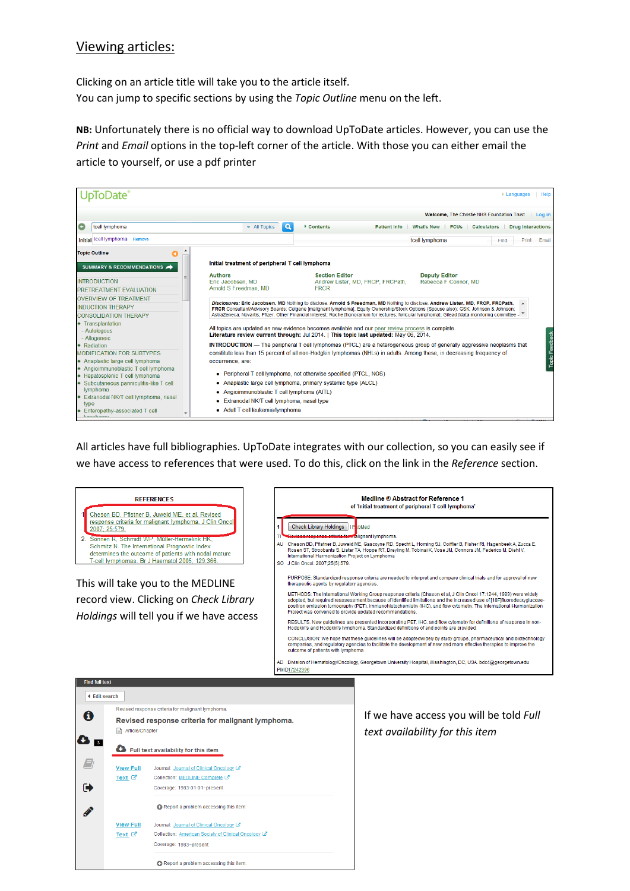## Viewing articles:

Clicking on an article title will take you to the article itself.
You can jump to specific sections by using the *Topic Outline* menu on the left.

**NB:** Unfortunately there is no official way to download UpToDate articles. However, you can use the *Print* and *Email* options in the top-left corner of the article. With those you can either email the article to yourself, or use a pdf printer

All articles have full bibliographies. UpToDate integrates with our collection, so you can easily see if we have access to references that were used. To do this, click on the link in the *Reference* section.

This will take you to the MEDLINE record view. Clicking on *Check Library Holdings* will tell you if we have access

If we have access you will be told *Full text availability for this item*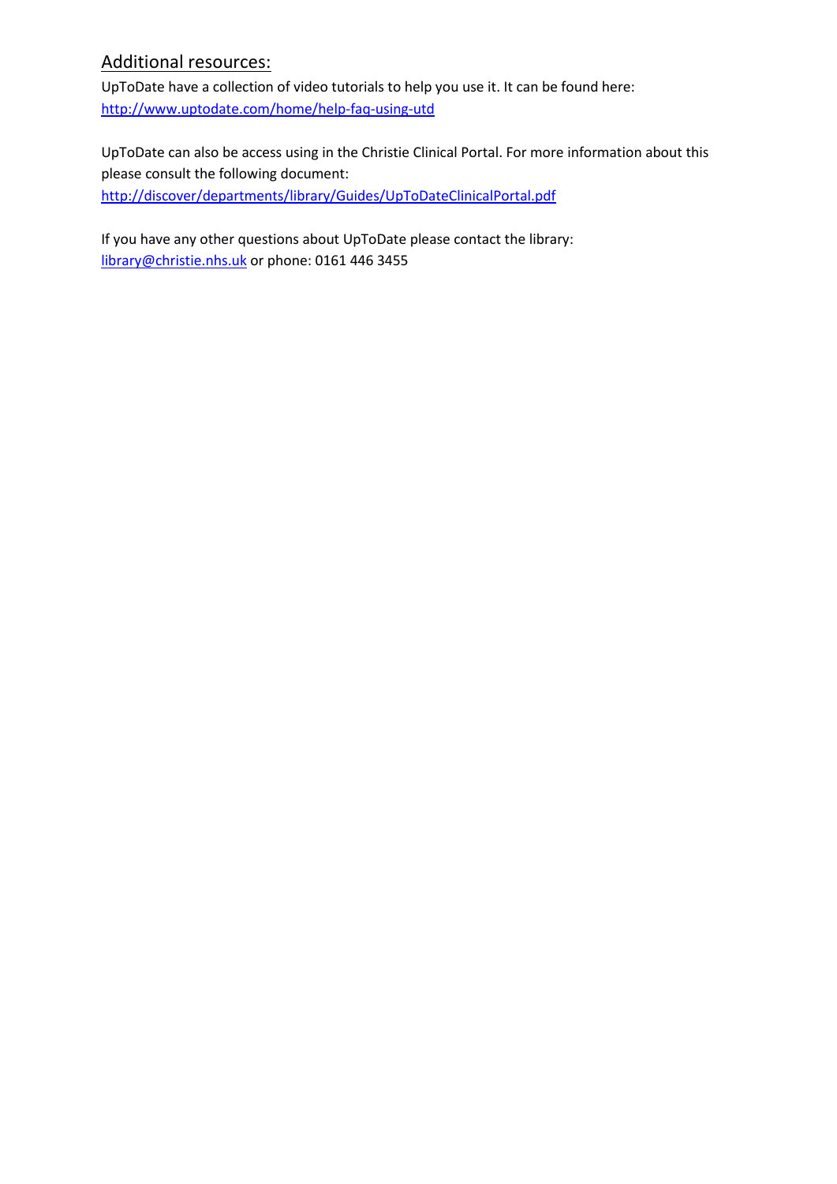## Additional resources:

UpToDate have a collection of video tutorials to help you use it. It can be found here: http://www.uptodate.com/home/help-faq-using-utd

UpToDate can also be access using in the Christie Clinical Portal. For more information about this please consult the following document: http://discover/departments/library/Guides/UpToDateClinicalPortal.pdf

If you have any other questions about UpToDate please contact the library: library@christie.nhs.uk or phone: 0161 446 3455